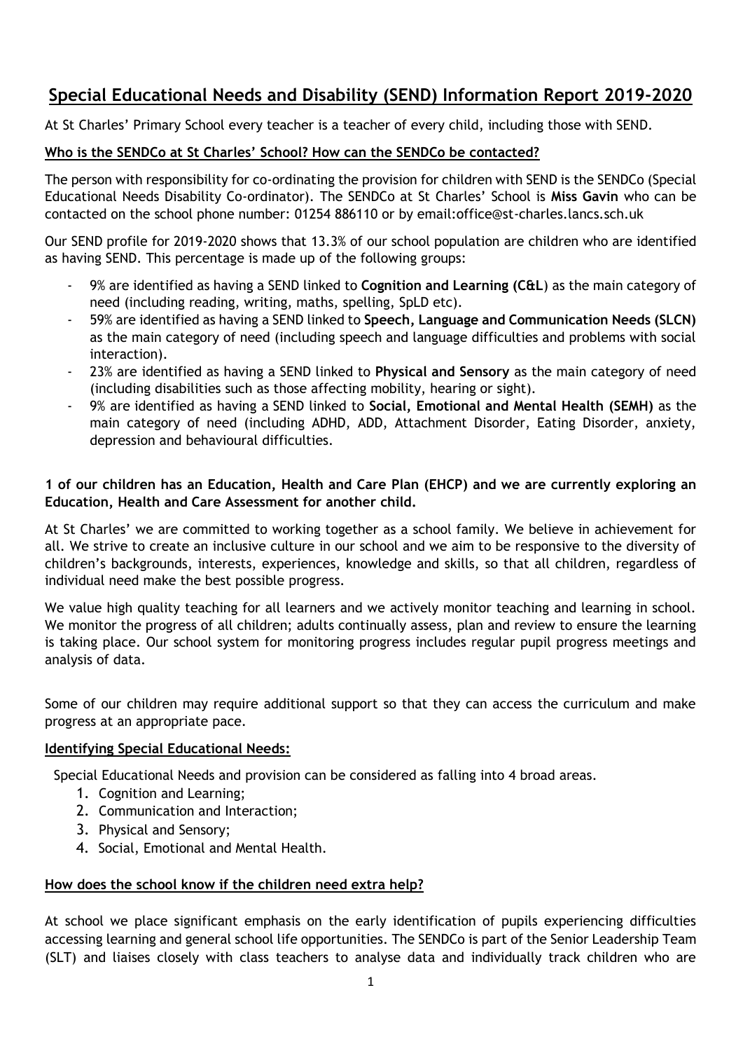# Special Educational Needs and Disability (SEND) Information Report 2019-2020

At St Charles' Primary School every teacher is a teacher of every child, including those with SEND.

## Who is the SENDCo at St Charles' School? How can the SENDCo be contacted?

The person with responsibility for co-ordinating the provision for children with SEND is the SENDCo (Special Educational Needs Disability Co-ordinator). The SENDCo at St Charles' School is **Miss Gavin** who can be contacted on the school phone number: 01254 886110 or by email:office@st-charles.lancs.sch.uk

Our SEND profile for 2019-2020 shows that 13.3% of our school population are children who are identified as having SEND. This percentage is made up of the following groups:

- 9% are identified as having a SEND linked to **Cognition and Learning (C&L**) as the main category of need (including reading, writing, maths, spelling, SpLD etc).
- 59% are identified as having a SEND linked to **Speech, Language and Communication Needs (SLCN)** as the main category of need (including speech and language difficulties and problems with social interaction).
- 23% are identified as having a SEND linked to **Physical and Sensory** as the main category of need (including disabilities such as those affecting mobility, hearing or sight).
- 9% are identified as having a SEND linked to **Social, Emotional and Mental Health (SEMH)** as the main category of need (including ADHD, ADD, Attachment Disorder, Eating Disorder, anxiety, depression and behavioural difficulties.

**1 of our children has an Education, Health and Care Plan (EHCP) and we are currently exploring an Education, Health and Care Assessment for another child.**

At St Charles' we are committed to working together as a school family. We believe in achievement for all. We strive to create an inclusive culture in our school and we aim to be responsive to the diversity of children's backgrounds, interests, experiences, knowledge and skills, so that all children, regardless of individual need make the best possible progress.

We value high quality teaching for all learners and we actively monitor teaching and learning in school. We monitor the progress of all children; adults continually assess, plan and review to ensure the learning is taking place. Our school system for monitoring progress includes regular pupil progress meetings and analysis of data.

Some of our children may require additional support so that they can access the curriculum and make progress at an appropriate pace.

## Identifying Special Educational Needs:

Special Educational Needs and provision can be considered as falling into 4 broad areas.

1. Cognition and Learning;
2. Communication and Interaction;
3. Physical and Sensory;
4. Social, Emotional and Mental Health.

## How does the school know if the children need extra help?

At school we place significant emphasis on the early identification of pupils experiencing difficulties accessing learning and general school life opportunities. The SENDCo is part of the Senior Leadership Team (SLT) and liaises closely with class teachers to analyse data and individually track children who are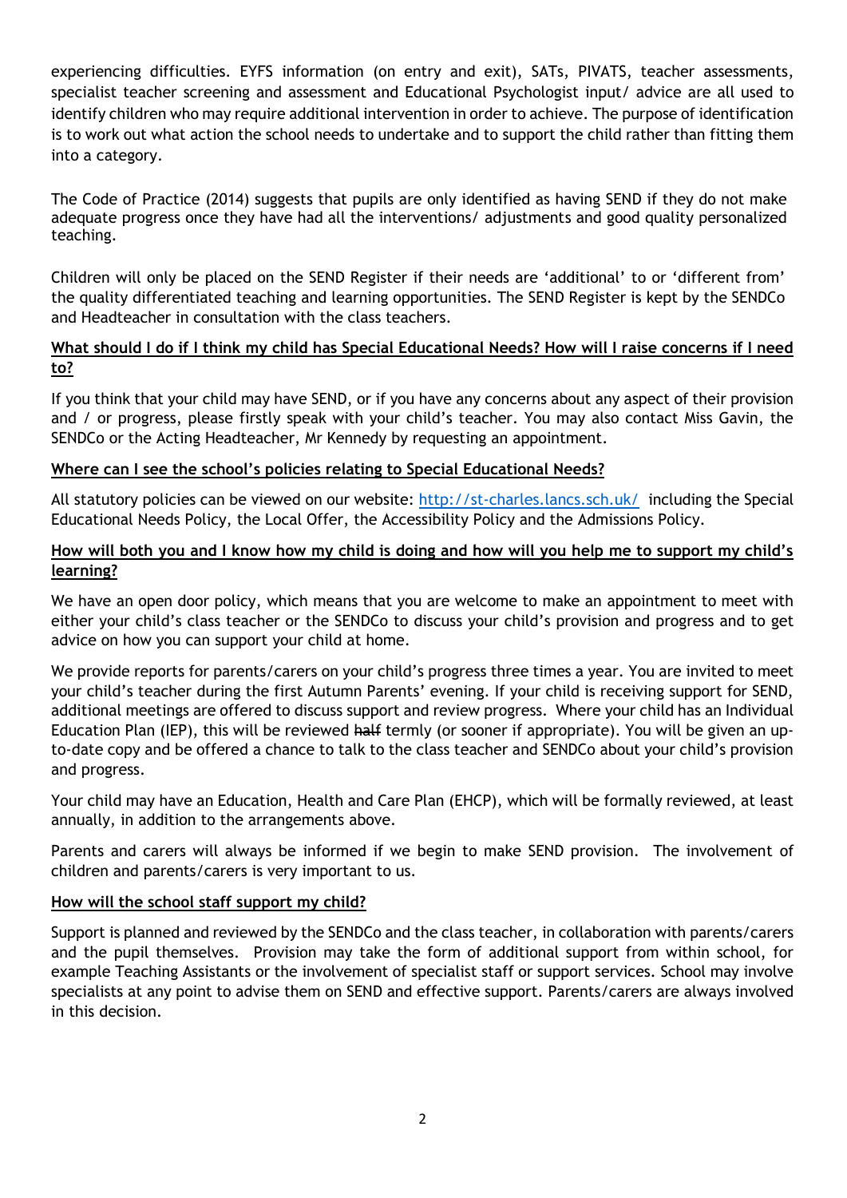experiencing difficulties. EYFS information (on entry and exit), SATs, PIVATS, teacher assessments, specialist teacher screening and assessment and Educational Psychologist input/ advice are all used to identify children who may require additional intervention in order to achieve. The purpose of identification is to work out what action the school needs to undertake and to support the child rather than fitting them into a category.

The Code of Practice (2014) suggests that pupils are only identified as having SEND if they do not make adequate progress once they have had all the interventions/ adjustments and good quality personalized teaching.

Children will only be placed on the SEND Register if their needs are 'additional' to or 'different from' the quality differentiated teaching and learning opportunities. The SEND Register is kept by the SENDCo and Headteacher in consultation with the class teachers.

**<u>What should I do if I think my child has Special Educational Needs? How will I raise concerns if I need to?</u>**

If you think that your child may have SEND, or if you have any concerns about any aspect of their provision and / or progress, please firstly speak with your child's teacher. You may also contact Miss Gavin, the SENDCo or the Acting Headteacher, Mr Kennedy by requesting an appointment.

**<u>Where can I see the school's policies relating to Special Educational Needs?</u>**

All statutory policies can be viewed on our website: [http://st-charles.lancs.sch.uk/](http://st-charles.lancs.sch.uk/) including the Special Educational Needs Policy, the Local Offer, the Accessibility Policy and the Admissions Policy.

**<u>How will both you and I know how my child is doing and how will you help me to support my child's learning?</u>**

We have an open door policy, which means that you are welcome to make an appointment to meet with either your child's class teacher or the SENDCo to discuss your child's provision and progress and to get advice on how you can support your child at home.

We provide reports for parents/carers on your child's progress three times a year. You are invited to meet your child's teacher during the first Autumn Parents' evening. If your child is receiving support for SEND, additional meetings are offered to discuss support and review progress. Where your child has an Individual Education Plan (IEP), this will be reviewed ~~half~~ termly (or sooner if appropriate). You will be given an up-to-date copy and be offered a chance to talk to the class teacher and SENDCo about your child's provision and progress.

Your child may have an Education, Health and Care Plan (EHCP), which will be formally reviewed, at least annually, in addition to the arrangements above.

Parents and carers will always be informed if we begin to make SEND provision. The involvement of children and parents/carers is very important to us.

**<u>How will the school staff support my child?</u>**

Support is planned and reviewed by the SENDCo and the class teacher, in collaboration with parents/carers and the pupil themselves. Provision may take the form of additional support from within school, for example Teaching Assistants or the involvement of specialist staff or support services. School may involve specialists at any point to advise them on SEND and effective support. Parents/carers are always involved in this decision.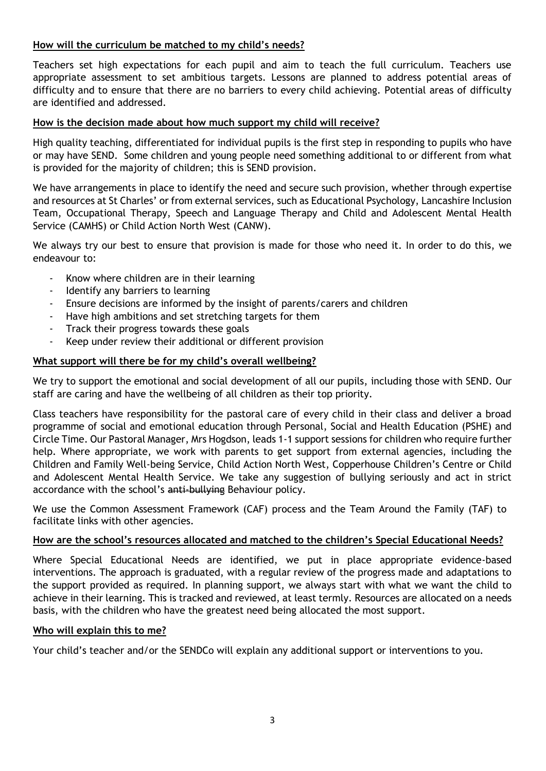**How will the curriculum be matched to my child's needs?**

Teachers set high expectations for each pupil and aim to teach the full curriculum. Teachers use appropriate assessment to set ambitious targets. Lessons are planned to address potential areas of difficulty and to ensure that there are no barriers to every child achieving. Potential areas of difficulty are identified and addressed.

**How is the decision made about how much support my child will receive?**

High quality teaching, differentiated for individual pupils is the first step in responding to pupils who have or may have SEND. Some children and young people need something additional to or different from what is provided for the majority of children; this is SEND provision.

We have arrangements in place to identify the need and secure such provision, whether through expertise and resources at St Charles' or from external services, such as Educational Psychology, Lancashire Inclusion Team, Occupational Therapy, Speech and Language Therapy and Child and Adolescent Mental Health Service (CAMHS) or Child Action North West (CANW).

We always try our best to ensure that provision is made for those who need it. In order to do this, we endeavour to:

- Know where children are in their learning
- Identify any barriers to learning
- Ensure decisions are informed by the insight of parents/carers and children
- Have high ambitions and set stretching targets for them
- Track their progress towards these goals
- Keep under review their additional or different provision

**What support will there be for my child's overall wellbeing?**

We try to support the emotional and social development of all our pupils, including those with SEND. Our staff are caring and have the wellbeing of all children as their top priority.

Class teachers have responsibility for the pastoral care of every child in their class and deliver a broad programme of social and emotional education through Personal, Social and Health Education (PSHE) and Circle Time. Our Pastoral Manager, Mrs Hogdson, leads 1-1 support sessions for children who require further help. Where appropriate, we work with parents to get support from external agencies, including the Children and Family Well-being Service, Child Action North West, Copperhouse Children's Centre or Child and Adolescent Mental Health Service. We take any suggestion of bullying seriously and act in strict accordance with the school's ~~anti-bullying~~ Behaviour policy.

We use the Common Assessment Framework (CAF) process and the Team Around the Family (TAF) to facilitate links with other agencies.

**How are the school's resources allocated and matched to the children's Special Educational Needs?**

Where Special Educational Needs are identified, we put in place appropriate evidence-based interventions. The approach is graduated, with a regular review of the progress made and adaptations to the support provided as required. In planning support, we always start with what we want the child to achieve in their learning. This is tracked and reviewed, at least termly. Resources are allocated on a needs basis, with the children who have the greatest need being allocated the most support.

**Who will explain this to me?**

Your child's teacher and/or the SENDCo will explain any additional support or interventions to you.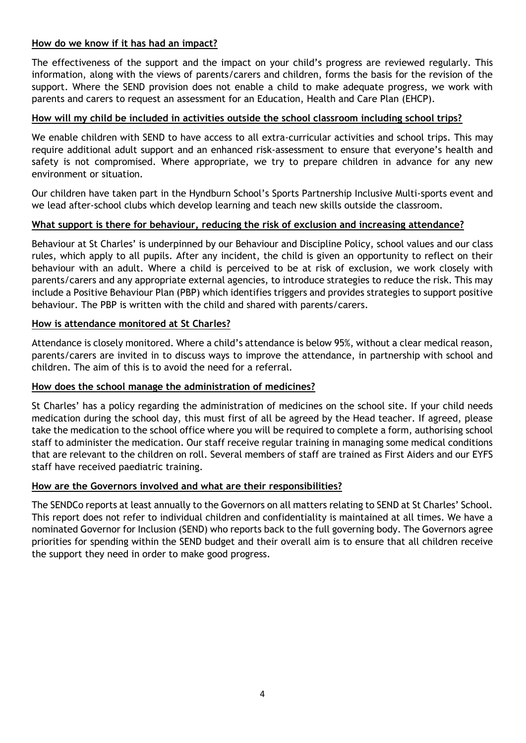**How do we know if it has had an impact?**

The effectiveness of the support and the impact on your child's progress are reviewed regularly. This information, along with the views of parents/carers and children, forms the basis for the revision of the support. Where the SEND provision does not enable a child to make adequate progress, we work with parents and carers to request an assessment for an Education, Health and Care Plan (EHCP).

**How will my child be included in activities outside the school classroom including school trips?**

We enable children with SEND to have access to all extra-curricular activities and school trips. This may require additional adult support and an enhanced risk-assessment to ensure that everyone's health and safety is not compromised. Where appropriate, we try to prepare children in advance for any new environment or situation.

Our children have taken part in the Hyndburn School's Sports Partnership Inclusive Multi-sports event and we lead after-school clubs which develop learning and teach new skills outside the classroom.

**What support is there for behaviour, reducing the risk of exclusion and increasing attendance?**

Behaviour at St Charles' is underpinned by our Behaviour and Discipline Policy, school values and our class rules, which apply to all pupils. After any incident, the child is given an opportunity to reflect on their behaviour with an adult. Where a child is perceived to be at risk of exclusion, we work closely with parents/carers and any appropriate external agencies, to introduce strategies to reduce the risk. This may include a Positive Behaviour Plan (PBP) which identifies triggers and provides strategies to support positive behaviour. The PBP is written with the child and shared with parents/carers.

**How is attendance monitored at St Charles?**

Attendance is closely monitored. Where a child's attendance is below 95%, without a clear medical reason, parents/carers are invited in to discuss ways to improve the attendance, in partnership with school and children. The aim of this is to avoid the need for a referral.

**How does the school manage the administration of medicines?**

St Charles' has a policy regarding the administration of medicines on the school site. If your child needs medication during the school day, this must first of all be agreed by the Head teacher. If agreed, please take the medication to the school office where you will be required to complete a form, authorising school staff to administer the medication. Our staff receive regular training in managing some medical conditions that are relevant to the children on roll. Several members of staff are trained as First Aiders and our EYFS staff have received paediatric training.

**How are the Governors involved and what are their responsibilities?**

The SENDCo reports at least annually to the Governors on all matters relating to SEND at St Charles' School. This report does not refer to individual children and confidentiality is maintained at all times. We have a nominated Governor for Inclusion (SEND) who reports back to the full governing body. The Governors agree priorities for spending within the SEND budget and their overall aim is to ensure that all children receive the support they need in order to make good progress.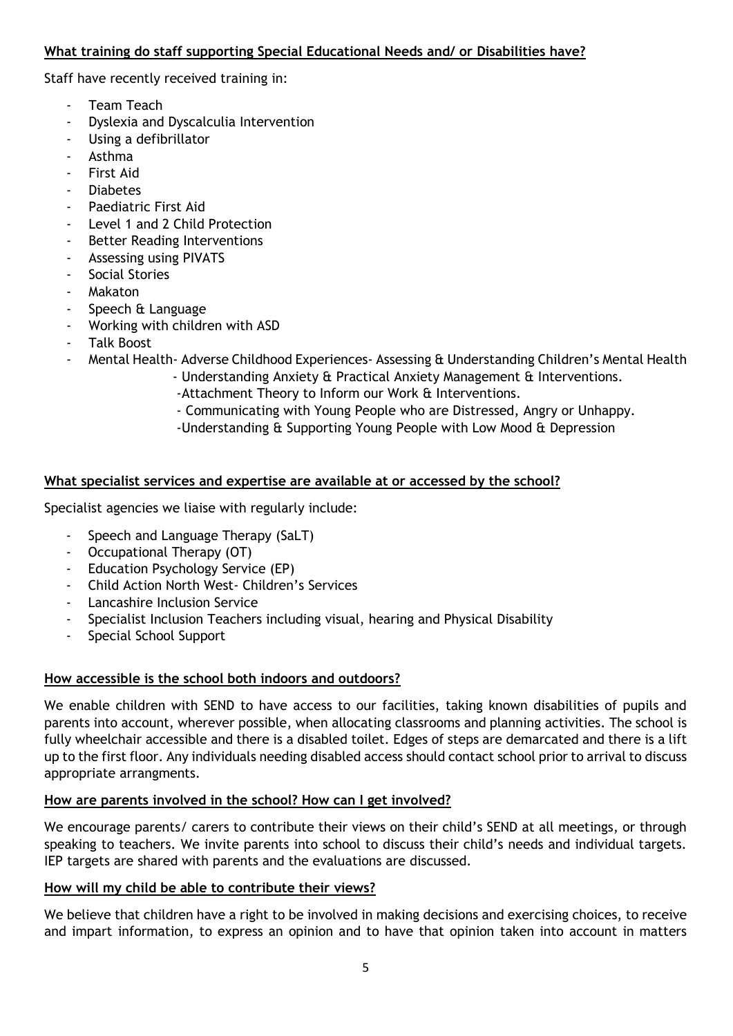**What training do staff supporting Special Educational Needs and/ or Disabilities have?**

Staff have recently received training in:

- Team Teach
- Dyslexia and Dyscalculia Intervention
- Using a defibrillator
- Asthma
- First Aid
- Diabetes
- Paediatric First Aid
- Level 1 and 2 Child Protection
- Better Reading Interventions
- Assessing using PIVATS
- Social Stories
- Makaton
- Speech & Language
- Working with children with ASD
- Talk Boost
- Mental Health- Adverse Childhood Experiences- Assessing & Understanding Children's Mental Health
  - Understanding Anxiety & Practical Anxiety Management & Interventions.
  - Attachment Theory to Inform our Work & Interventions.
  - Communicating with Young People who are Distressed, Angry or Unhappy.
  - Understanding & Supporting Young People with Low Mood & Depression

**What specialist services and expertise are available at or accessed by the school?**

Specialist agencies we liaise with regularly include:

- Speech and Language Therapy (SaLT)
- Occupational Therapy (OT)
- Education Psychology Service (EP)
- Child Action North West- Children's Services
- Lancashire Inclusion Service
- Specialist Inclusion Teachers including visual, hearing and Physical Disability
- Special School Support

**How accessible is the school both indoors and outdoors?**

We enable children with SEND to have access to our facilities, taking known disabilities of pupils and parents into account, wherever possible, when allocating classrooms and planning activities. The school is fully wheelchair accessible and there is a disabled toilet. Edges of steps are demarcated and there is a lift up to the first floor. Any individuals needing disabled access should contact school prior to arrival to discuss appropriate arrangments.

**How are parents involved in the school? How can I get involved?**

We encourage parents/ carers to contribute their views on their child's SEND at all meetings, or through speaking to teachers. We invite parents into school to discuss their child's needs and individual targets. IEP targets are shared with parents and the evaluations are discussed.

**How will my child be able to contribute their views?**

We believe that children have a right to be involved in making decisions and exercising choices, to receive and impart information, to express an opinion and to have that opinion taken into account in matters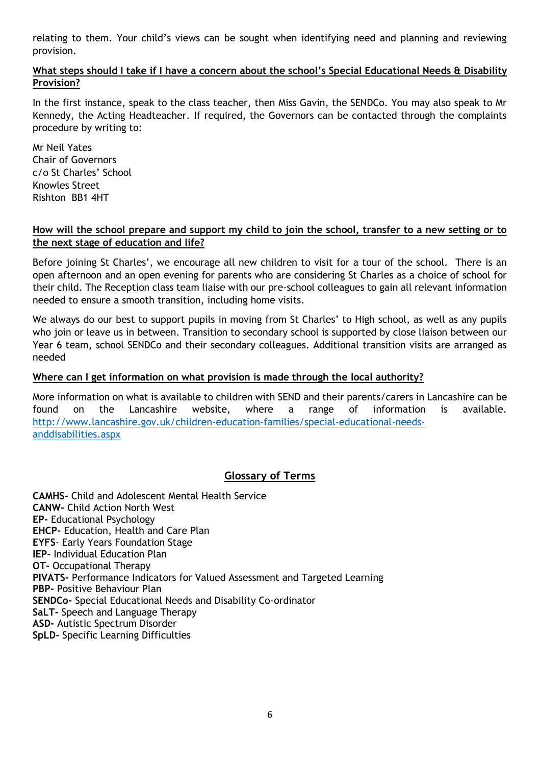relating to them. Your child's views can be sought when identifying need and planning and reviewing provision.

**What steps should I take if I have a concern about the school's Special Educational Needs & Disability Provision?**

In the first instance, speak to the class teacher, then Miss Gavin, the SENDCo. You may also speak to Mr Kennedy, the Acting Headteacher. If required, the Governors can be contacted through the complaints procedure by writing to:

Mr Neil Yates
Chair of Governors
c/o St Charles' School
Knowles Street
Rishton BB1 4HT

**How will the school prepare and support my child to join the school, transfer to a new setting or to the next stage of education and life?**

Before joining St Charles', we encourage all new children to visit for a tour of the school. There is an open afternoon and an open evening for parents who are considering St Charles as a choice of school for their child. The Reception class team liaise with our pre-school colleagues to gain all relevant information needed to ensure a smooth transition, including home visits.

We always do our best to support pupils in moving from St Charles' to High school, as well as any pupils who join or leave us in between. Transition to secondary school is supported by close liaison between our Year 6 team, school SENDCo and their secondary colleagues. Additional transition visits are arranged as needed

**Where can I get information on what provision is made through the local authority?**

More information on what is available to children with SEND and their parents/carers in Lancashire can be found on the Lancashire website, where a range of information is available. http://www.lancashire.gov.uk/children-education-families/special-educational-needs-anddisabilities.aspx

## Glossary of Terms

**CAMHS-** Child and Adolescent Mental Health Service
**CANW-** Child Action North West
**EP-** Educational Psychology
**EHCP-** Education, Health and Care Plan
**EYFS**- Early Years Foundation Stage
**IEP-** Individual Education Plan
**OT-** Occupational Therapy
**PIVATS-** Performance Indicators for Valued Assessment and Targeted Learning
**PBP-** Positive Behaviour Plan
**SENDCo-** Special Educational Needs and Disability Co-ordinator
**SaLT-** Speech and Language Therapy
**ASD-** Autistic Spectrum Disorder
**SpLD-** Specific Learning Difficulties